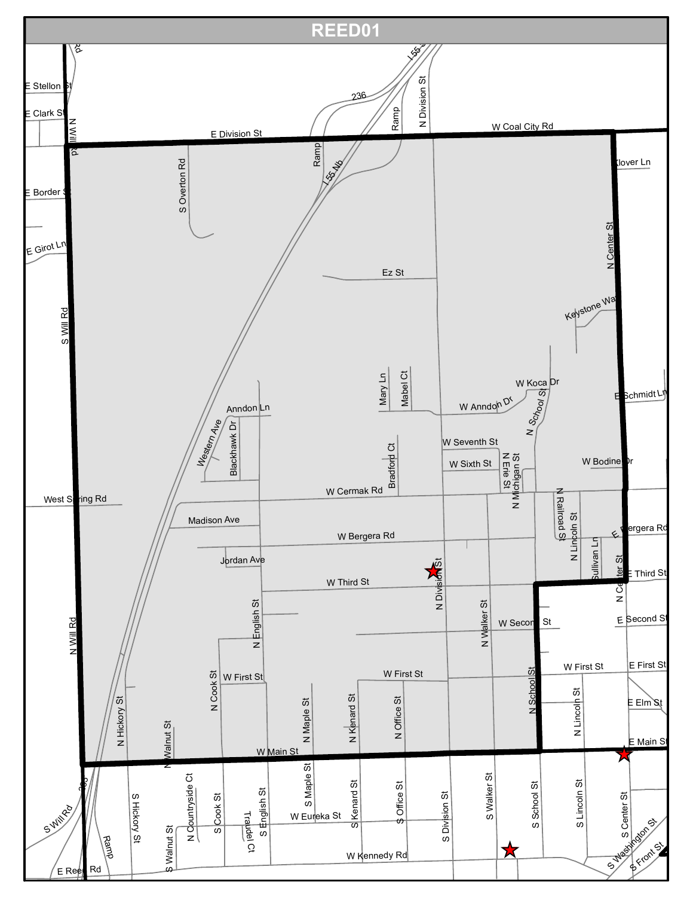# REED01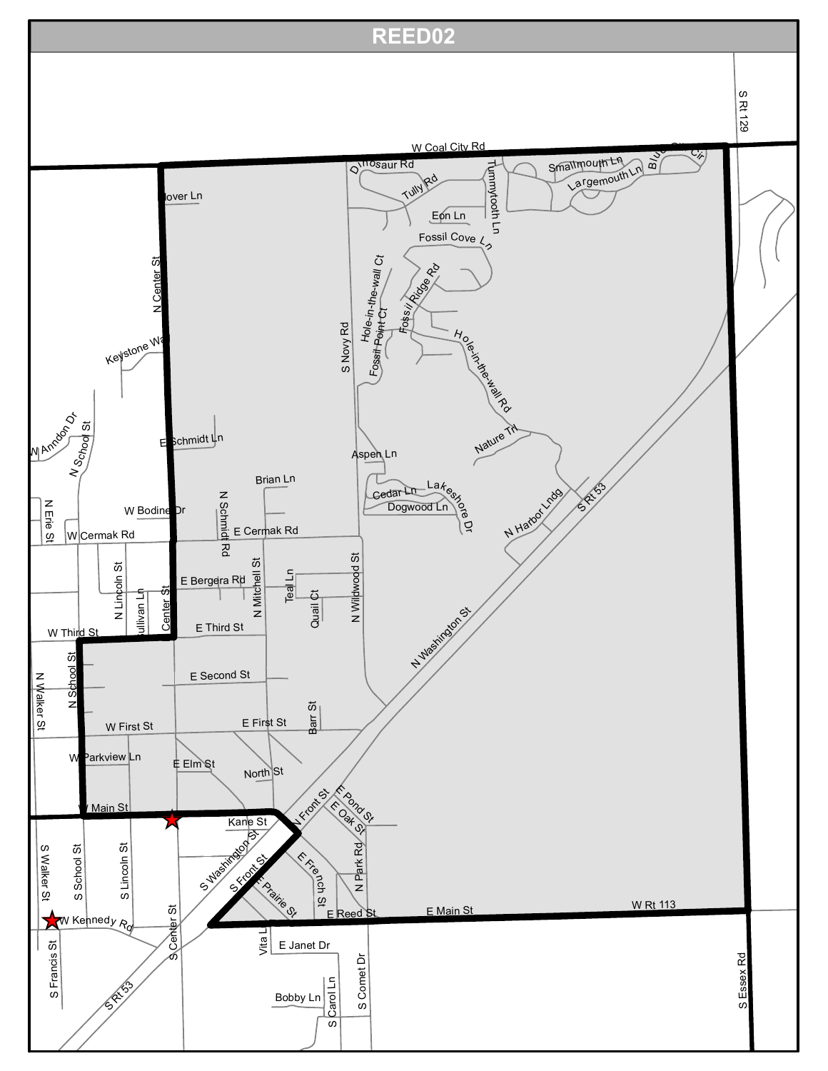# REED02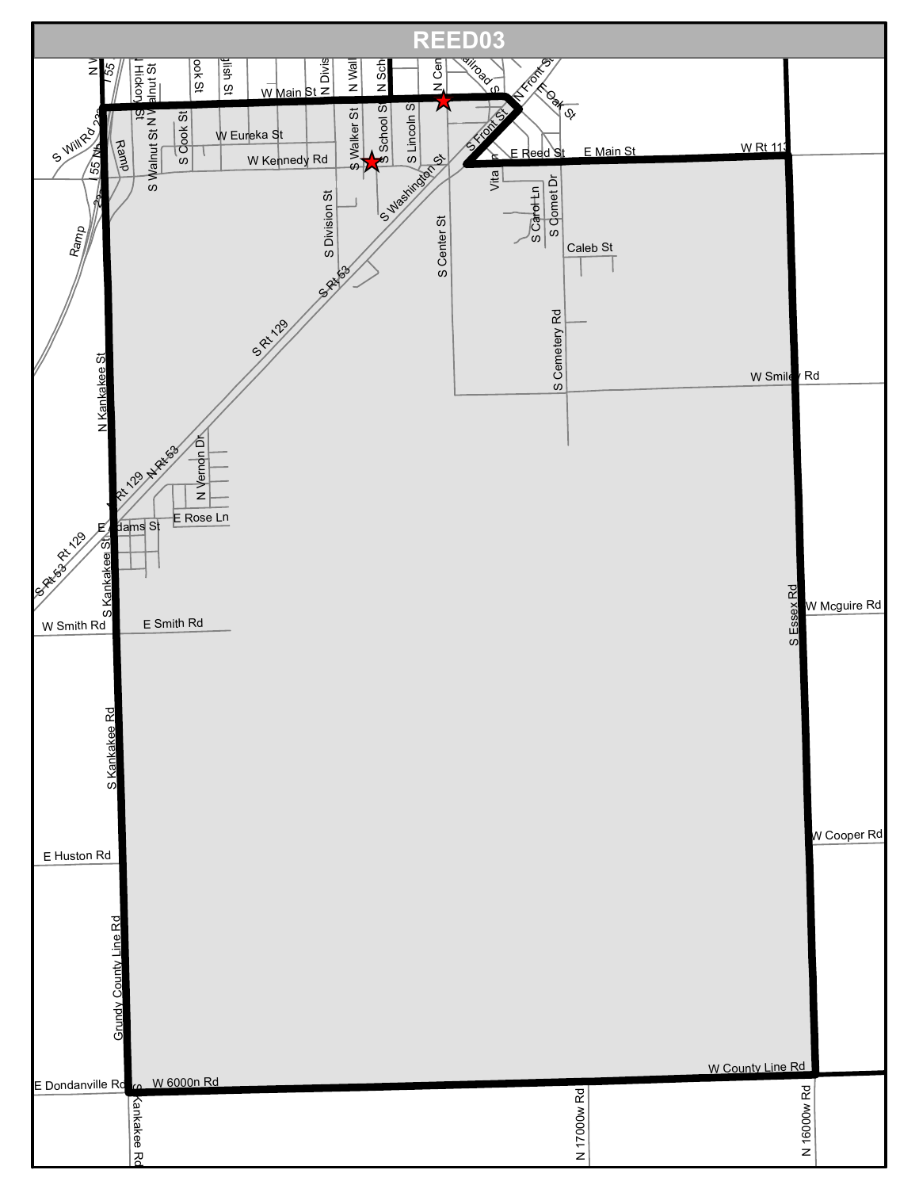# REED03

W Main St
W Eureka St
W Kennedy Rd
S Walnut St
S Cook St
S Division St
S Walker St
S School St
S Lincoln St
S Washington St
S Center St
S Front St
N Front St
E Reed St
E Main St
W Rt 113
Oak St
S Carol Ln
S Comet Dr
Caleb St
S Cemetery Rd
W Smiley Rd
S Rt 53
S Rt 129
N Rt 53
Rt 129
N Vernon Dr
E Adams St
E Rose Ln
N Kankakee St
S Kankakee St
W Smith Rd
E Smith Rd
W Mcguire Rd
S Essex Rd
S Kankakee Rd
E Huston Rd
W Cooper Rd
Grundy County Line Rd
E Dondanville Rd
W 6000n Rd
W County Line Rd
N 17000w Rd
N 16000w Rd
Kankakee Rd
S Will Rd
I 55
Ramp